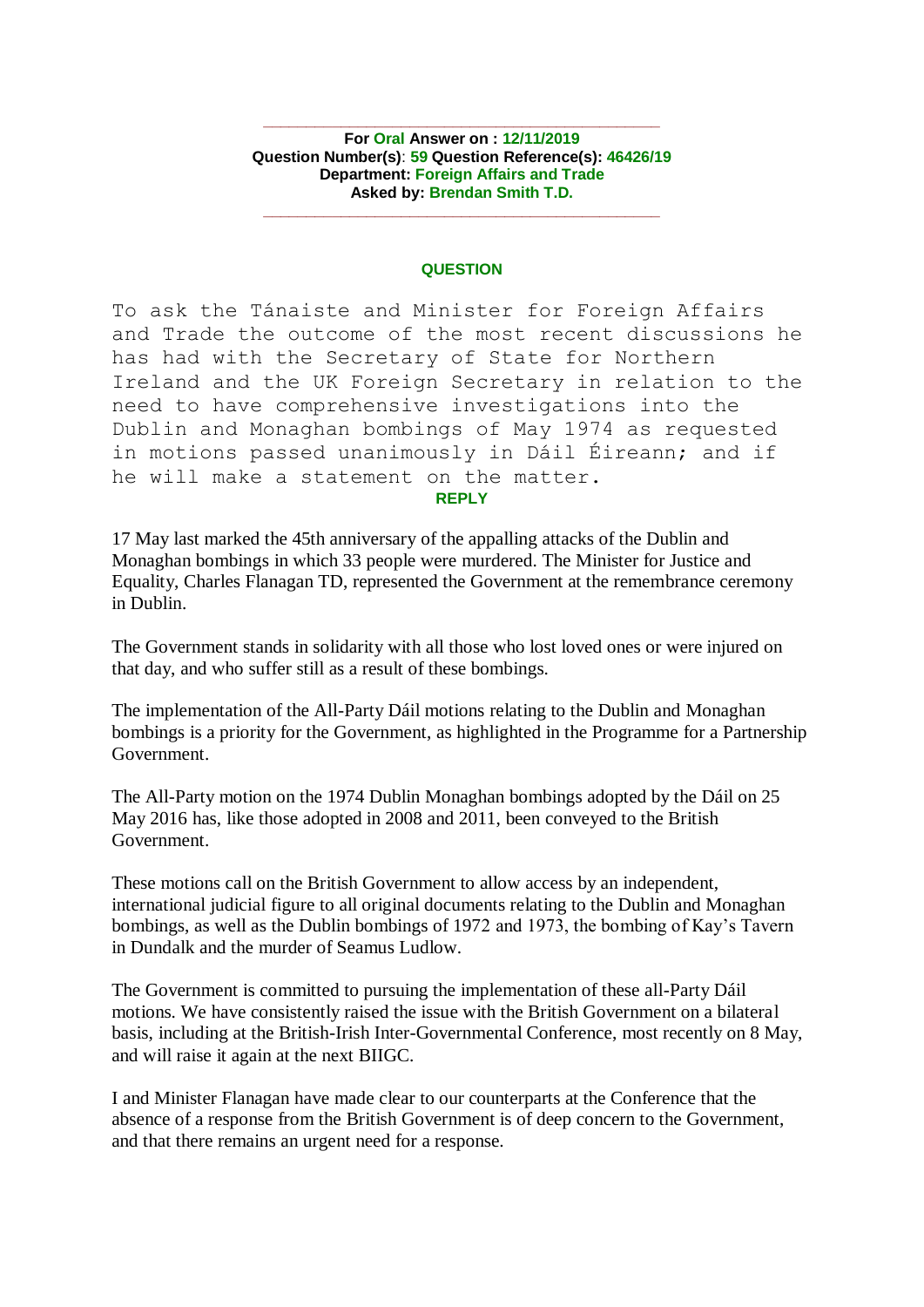**For Oral Answer on : 12/11/2019**
**Question Number(s): 59 Question Reference(s): 46426/19**
**Department: Foreign Affairs and Trade**
**Asked by: Brendan Smith T.D.**

---

## QUESTION

To ask the Tánaiste and Minister for Foreign Affairs and Trade the outcome of the most recent discussions he has had with the Secretary of State for Northern Ireland and the UK Foreign Secretary in relation to the need to have comprehensive investigations into the Dublin and Monaghan bombings of May 1974 as requested in motions passed unanimously in Dáil Éireann; and if he will make a statement on the matter.

## REPLY

17 May last marked the 45th anniversary of the appalling attacks of the Dublin and Monaghan bombings in which 33 people were murdered. The Minister for Justice and Equality, Charles Flanagan TD, represented the Government at the remembrance ceremony in Dublin.

The Government stands in solidarity with all those who lost loved ones or were injured on that day, and who suffer still as a result of these bombings.

The implementation of the All-Party Dáil motions relating to the Dublin and Monaghan bombings is a priority for the Government, as highlighted in the Programme for a Partnership Government.

The All-Party motion on the 1974 Dublin Monaghan bombings adopted by the Dáil on 25 May 2016 has, like those adopted in 2008 and 2011, been conveyed to the British Government.

These motions call on the British Government to allow access by an independent, international judicial figure to all original documents relating to the Dublin and Monaghan bombings, as well as the Dublin bombings of 1972 and 1973, the bombing of Kay's Tavern in Dundalk and the murder of Seamus Ludlow.

The Government is committed to pursuing the implementation of these all-Party Dáil motions. We have consistently raised the issue with the British Government on a bilateral basis, including at the British-Irish Inter-Governmental Conference, most recently on 8 May, and will raise it again at the next BIIGC.

I and Minister Flanagan have made clear to our counterparts at the Conference that the absence of a response from the British Government is of deep concern to the Government, and that there remains an urgent need for a response.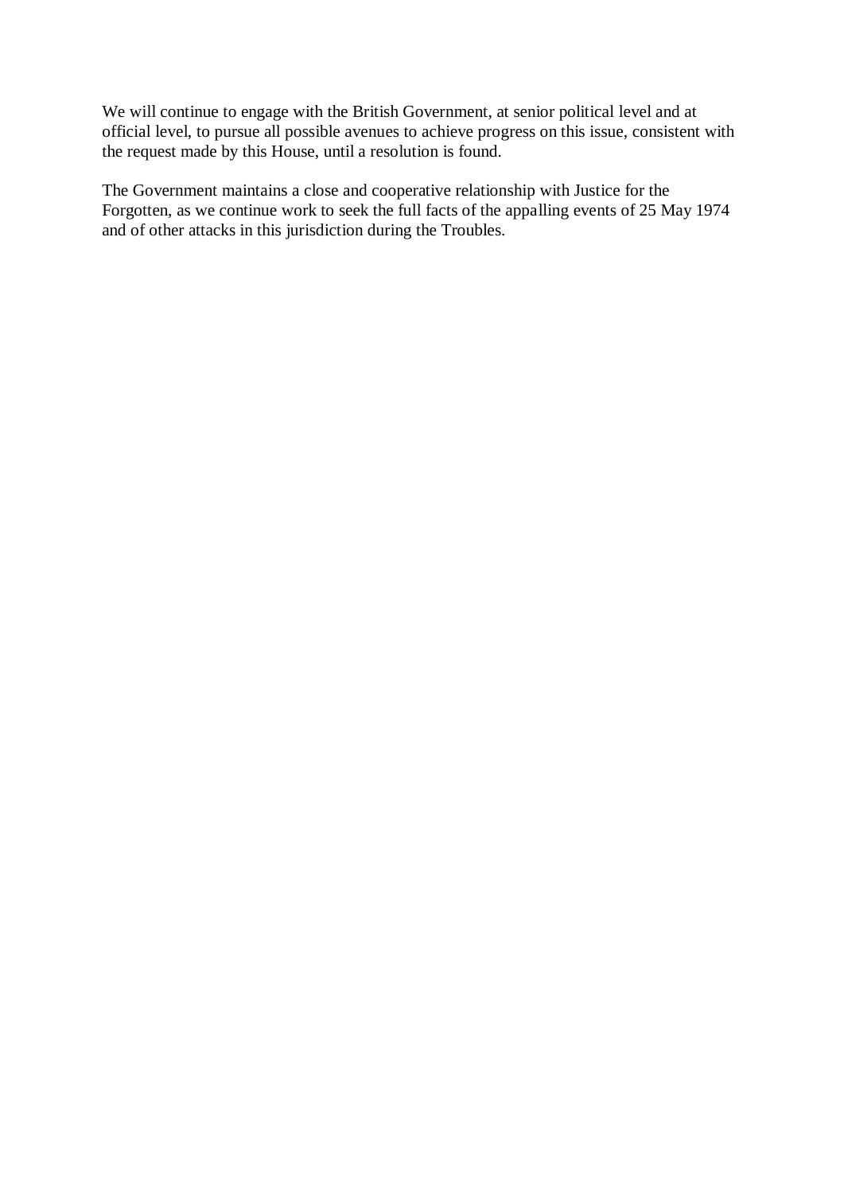We will continue to engage with the British Government, at senior political level and at official level, to pursue all possible avenues to achieve progress on this issue, consistent with the request made by this House, until a resolution is found.

The Government maintains a close and cooperative relationship with Justice for the Forgotten, as we continue work to seek the full facts of the appalling events of 25 May 1974 and of other attacks in this jurisdiction during the Troubles.